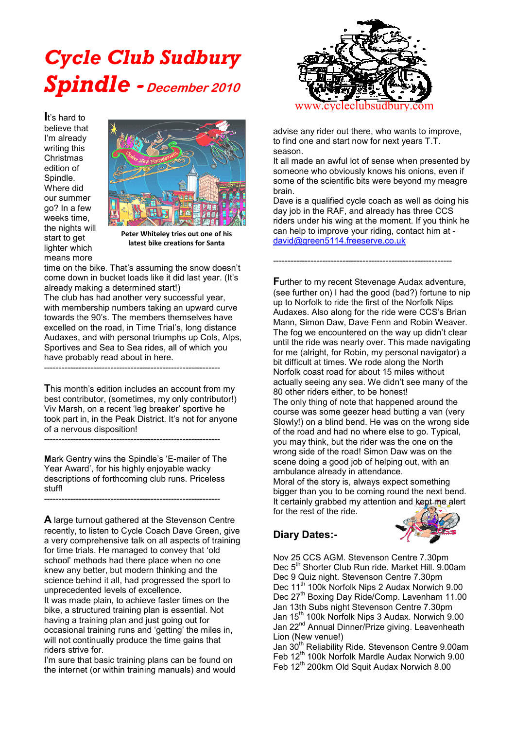# Cycle Club Sudbury Spindle - December 2010

www.cycleclubsudbury.com

It's hard to believe that I'm already writing this Christmas edition of Spindle. Where did our summer go? In a few weeks time, the nights will start to get lighter which means more time on the bike. That's assuming the snow doesn't come down in bucket loads like it did last year. (It's already making a determined start!)

Peter Whiteley tries out one of his latest bike creations for Santa

The club has had another very successful year, with membership numbers taking an upward curve towards the 90's. The members themselves have excelled on the road, in Time Trial's, long distance Audaxes, and with personal triumphs up Cols, Alps, Sportives and Sea to Sea rides, all of which you have probably read about in here.

---

This month's edition includes an account from my best contributor, (sometimes, my only contributor!) Viv Marsh, on a recent 'leg breaker' sportive he took part in, in the Peak District. It's not for anyone of a nervous disposition!

---

Mark Gentry wins the Spindle's 'E-mailer of The Year Award', for his highly enjoyable wacky descriptions of forthcoming club runs. Priceless stuff!

---

A large turnout gathered at the Stevenson Centre recently, to listen to Cycle Coach Dave Green, give a very comprehensive talk on all aspects of training for time trials. He managed to convey that 'old school' methods had there place when no one knew any better, but modern thinking and the science behind it all, had progressed the sport to unprecedented levels of excellence.
It was made plain, to achieve faster times on the bike, a structured training plan is essential. Not having a training plan and just going out for occasional training runs and 'getting' the miles in, will not continually produce the time gains that riders strive for.
I'm sure that basic training plans can be found on the internet (or within training manuals) and would advise any rider out there, who wants to improve, to find one and start now for next years T.T. season.
It all made an awful lot of sense when presented by someone who obviously knows his onions, even if some of the scientific bits were beyond my meagre brain.
Dave is a qualified cycle coach as well as doing his day job in the RAF, and already has three CCS riders under his wing at the moment. If you think he can help to improve your riding, contact him at - david@green5114.freeserve.co.uk

---

Further to my recent Stevenage Audax adventure, (see further on) I had the good (bad?) fortune to nip up to Norfolk to ride the first of the Norfolk Nips Audaxes. Also along for the ride were CCS's Brian Mann, Simon Daw, Dave Fenn and Robin Weaver. The fog we encountered on the way up didn't clear until the ride was nearly over. This made navigating for me (alright, for Robin, my personal navigator) a bit difficult at times. We rode along the North Norfolk coast road for about 15 miles without actually seeing any sea. We didn't see many of the 80 other riders either, to be honest!
The only thing of note that happened around the course was some geezer head butting a van (very Slowly!) on a blind bend. He was on the wrong side of the road and had no where else to go. Typical, you may think, but the rider was the one on the wrong side of the road! Simon Daw was on the scene doing a good job of helping out, with an ambulance already in attendance.
Moral of the story is, always expect something bigger than you to be coming round the next bend. It certainly grabbed my attention and kept me alert for the rest of the ride.

## Diary Dates:-

Nov 25 CCS AGM. Stevenson Centre 7.30pm
Dec 5th Shorter Club Run ride. Market Hill. 9.00am
Dec 9 Quiz night. Stevenson Centre 7.30pm
Dec 11th 100k Norfolk Nips 2 Audax Norwich 9.00
Dec 27th Boxing Day Ride/Comp. Lavenham 11.00
Jan 13th Subs night Stevenson Centre 7.30pm
Jan 15th 100k Norfolk Nips 3 Audax. Norwich 9.00
Jan 22nd Annual Dinner/Prize giving. Leavenheath Lion (New venue!)
Jan 30th Reliability Ride. Stevenson Centre 9.00am
Feb 12th 100k Norfolk Mardle Audax Norwich 9.00
Feb 12th 200km Old Squit Audax Norwich 8.00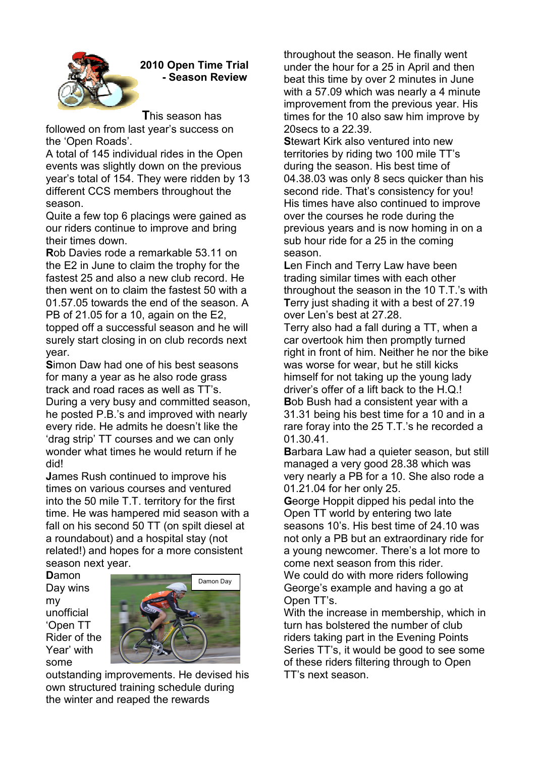## 2010 Open Time Trial - Season Review

This season has followed on from last year's success on the 'Open Roads'.

A total of 145 individual rides in the Open events was slightly down on the previous year's total of 154. They were ridden by 13 different CCS members throughout the season.

Quite a few top 6 placings were gained as our riders continue to improve and bring their times down.

**R**ob Davies rode a remarkable 53.11 on the E2 in June to claim the trophy for the fastest 25 and also a new club record. He then went on to claim the fastest 50 with a 01.57.05 towards the end of the season. A PB of 21.05 for a 10, again on the E2, topped off a successful season and he will surely start closing in on club records next year.

**S**imon Daw had one of his best seasons for many a year as he also rode grass track and road races as well as TT's. During a very busy and committed season, he posted P.B.'s and improved with nearly every ride. He admits he doesn't like the 'drag strip' TT courses and we can only wonder what times he would return if he did!

**J**ames Rush continued to improve his times on various courses and ventured into the 50 mile T.T. territory for the first time. He was hampered mid season with a fall on his second 50 TT (on spilt diesel at a roundabout) and a hospital stay (not related!) and hopes for a more consistent season next year.

**D**amon Day wins my unofficial 'Open TT Rider of the Year' with some outstanding improvements. He devised his own structured training schedule during the winter and reaped the rewards throughout the season. He finally went under the hour for a 25 in April and then beat this time by over 2 minutes in June with a 57.09 which was nearly a 4 minute improvement from the previous year. His times for the 10 also saw him improve by 20secs to a 22.39.

Damon Day

**S**tewart Kirk also ventured into new territories by riding two 100 mile TT's during the season. His best time of 04.38.03 was only 8 secs quicker than his second ride. That's consistency for you! His times have also continued to improve over the courses he rode during the previous years and is now homing in on a sub hour ride for a 25 in the coming season.

**L**en Finch and Terry Law have been trading similar times with each other throughout the season in the 10 T.T.'s with **T**erry just shading it with a best of 27.19 over Len's best at 27.28.

Terry also had a fall during a TT, when a car overtook him then promptly turned right in front of him. Neither he nor the bike was worse for wear, but he still kicks himself for not taking up the young lady driver's offer of a lift back to the H.Q.!

**B**ob Bush had a consistent year with a 31.31 being his best time for a 10 and in a rare foray into the 25 T.T.'s he recorded a 01.30.41.

**B**arbara Law had a quieter season, but still managed a very good 28.38 which was very nearly a PB for a 10. She also rode a 01.21.04 for her only 25.

**G**eorge Hoppit dipped his pedal into the Open TT world by entering two late seasons 10's. His best time of 24.10 was not only a PB but an extraordinary ride for a young newcomer. There's a lot more to come next season from this rider.

We could do with more riders following George's example and having a go at Open TT's.

With the increase in membership, which in turn has bolstered the number of club riders taking part in the Evening Points Series TT's, it would be good to see some of these riders filtering through to Open TT's next season.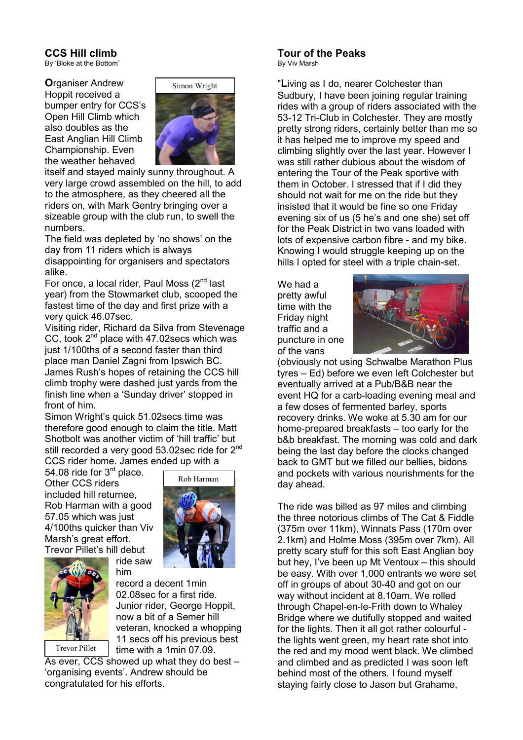## CCS Hill climb

By 'Bloke at the Bottom'

Simon Wright

**O**rganiser Andrew Hoppit received a bumper entry for CCS's Open Hill Climb which also doubles as the East Anglian Hill Climb Championship. Even the weather behaved itself and stayed mainly sunny throughout. A very large crowd assembled on the hill, to add to the atmosphere, as they cheered all the riders on, with Mark Gentry bringing over a sizeable group with the club run, to swell the numbers.

The field was depleted by 'no shows' on the day from 11 riders which is always disappointing for organisers and spectators alike.

For once, a local rider, Paul Moss (2nd last year) from the Stowmarket club, scooped the fastest time of the day and first prize with a very quick 46.07sec.

Visiting rider, Richard da Silva from Stevenage CC, took 2nd place with 47.02secs which was just 1/100ths of a second faster than third place man Daniel Zagni from Ipswich BC.

James Rush's hopes of retaining the CCS hill climb trophy were dashed just yards from the finish line when a 'Sunday driver' stopped in front of him.

Simon Wright's quick 51.02secs time was therefore good enough to claim the title. Matt Shotbolt was another victim of 'hill traffic' but still recorded a very good 53.02sec ride for 2nd CCS rider home. James ended up with a 54.08 ride for 3rd place.

Rob Harman

Other CCS riders included hill returnee, Rob Harman with a good 57.05 which was just 4/100ths quicker than Viv Marsh's great effort.

Trevor Pillet's hill debut ride saw him record a decent 1min 02.08sec for a first ride.

Trevor Pillet

Junior rider, George Hoppit, now a bit of a Semer hill veteran, knocked a whopping 11 secs off his previous best time with a 1min 07.09.

As ever, CCS showed up what they do best – 'organising events'. Andrew should be congratulated for his efforts.

## Tour of the Peaks

By Viv Marsh

"**L**iving as I do, nearer Colchester than Sudbury, I have been joining regular training rides with a group of riders associated with the 53-12 Tri-Club in Colchester. They are mostly pretty strong riders, certainly better than me so it has helped me to improve my speed and climbing slightly over the last year. However I was still rather dubious about the wisdom of entering the Tour of the Peak sportive with them in October. I stressed that if I did they should not wait for me on the ride but they insisted that it would be fine so one Friday evening six of us (5 he's and one she) set off for the Peak District in two vans loaded with lots of expensive carbon fibre - and my bike. Knowing I would struggle keeping up on the hills I opted for steel with a triple chain-set.

We had a pretty awful time with the Friday night traffic and a puncture in one of the vans (obviously not using Schwalbe Marathon Plus tyres – Ed) before we even left Colchester but eventually arrived at a Pub/B&B near the event HQ for a carb-loading evening meal and a few doses of fermented barley, sports recovery drinks. We woke at 5.30 am for our home-prepared breakfasts – too early for the b&b breakfast. The morning was cold and dark being the last day before the clocks changed back to GMT but we filled our bellies, bidons and pockets with various nourishments for the day ahead.

The ride was billed as 97 miles and climbing the three notorious climbs of The Cat & Fiddle (375m over 11km), Winnats Pass (170m over 2.1km) and Holme Moss (395m over 7km). All pretty scary stuff for this soft East Anglian boy but hey, I've been up Mt Ventoux – this should be easy. With over 1,000 entrants we were set off in groups of about 30-40 and got on our way without incident at 8.10am. We rolled through Chapel-en-le-Frith down to Whaley Bridge where we dutifully stopped and waited for the lights. Then it all got rather colourful - the lights went green, my heart rate shot into the red and my mood went black. We climbed and climbed and as predicted I was soon left behind most of the others. I found myself staying fairly close to Jason but Grahame,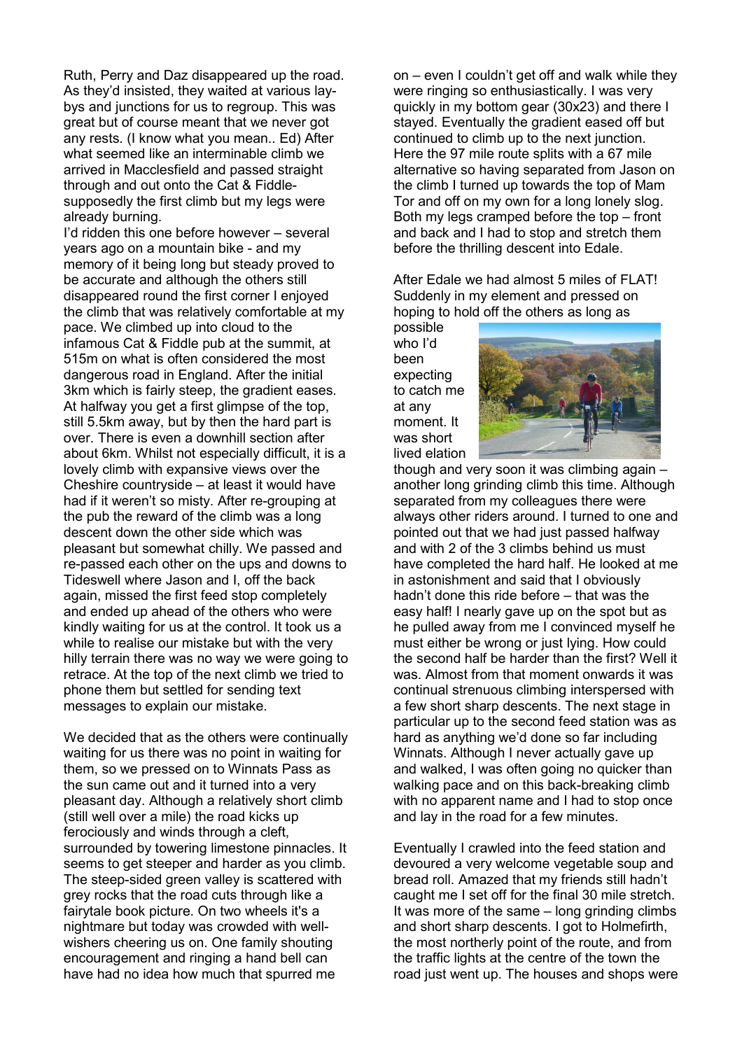Ruth, Perry and Daz disappeared up the road. As they'd insisted, they waited at various lay-bys and junctions for us to regroup. This was great but of course meant that we never got any rests. (I know what you mean.. Ed) After what seemed like an interminable climb we arrived in Macclesfield and passed straight through and out onto the Cat & Fiddle- supposedly the first climb but my legs were already burning.

I'd ridden this one before however – several years ago on a mountain bike - and my memory of it being long but steady proved to be accurate and although the others still disappeared round the first corner I enjoyed the climb that was relatively comfortable at my pace. We climbed up into cloud to the infamous Cat & Fiddle pub at the summit, at 515m on what is often considered the most dangerous road in England. After the initial 3km which is fairly steep, the gradient eases. At halfway you get a first glimpse of the top, still 5.5km away, but by then the hard part is over. There is even a downhill section after about 6km. Whilst not especially difficult, it is a lovely climb with expansive views over the Cheshire countryside – at least it would have had if it weren't so misty. After re-grouping at the pub the reward of the climb was a long descent down the other side which was pleasant but somewhat chilly. We passed and re-passed each other on the ups and downs to Tideswell where Jason and I, off the back again, missed the first feed stop completely and ended up ahead of the others who were kindly waiting for us at the control. It took us a while to realise our mistake but with the very hilly terrain there was no way we were going to retrace. At the top of the next climb we tried to phone them but settled for sending text messages to explain our mistake.

We decided that as the others were continually waiting for us there was no point in waiting for them, so we pressed on to Winnats Pass as the sun came out and it turned into a very pleasant day. Although a relatively short climb (still well over a mile) the road kicks up ferociously and winds through a cleft, surrounded by towering limestone pinnacles. It seems to get steeper and harder as you climb. The steep-sided green valley is scattered with grey rocks that the road cuts through like a fairytale book picture. On two wheels it's a nightmare but today was crowded with well-wishers cheering us on. One family shouting encouragement and ringing a hand bell can have had no idea how much that spurred me on – even I couldn't get off and walk while they were ringing so enthusiastically. I was very quickly in my bottom gear (30x23) and there I stayed. Eventually the gradient eased off but continued to climb up to the next junction. Here the 97 mile route splits with a 67 mile alternative so having separated from Jason on the climb I turned up towards the top of Mam Tor and off on my own for a long lonely slog. Both my legs cramped before the top – front and back and I had to stop and stretch them before the thrilling descent into Edale.

After Edale we had almost 5 miles of FLAT! Suddenly in my element and pressed on hoping to hold off the others as long as possible who I'd been expecting to catch me at any moment. It was short lived elation though and very soon it was climbing again – another long grinding climb this time. Although separated from my colleagues there were always other riders around. I turned to one and pointed out that we had just passed halfway and with 2 of the 3 climbs behind us must have completed the hard half. He looked at me in astonishment and said that I obviously hadn't done this ride before – that was the easy half! I nearly gave up on the spot but as he pulled away from me I convinced myself he must either be wrong or just lying. How could the second half be harder than the first? Well it was. Almost from that moment onwards it was continual strenuous climbing interspersed with a few short sharp descents. The next stage in particular up to the second feed station was as hard as anything we'd done so far including Winnats. Although I never actually gave up and walked, I was often going no quicker than walking pace and on this back-breaking climb with no apparent name and I had to stop once and lay in the road for a few minutes.

Eventually I crawled into the feed station and devoured a very welcome vegetable soup and bread roll. Amazed that my friends still hadn't caught me I set off for the final 30 mile stretch. It was more of the same – long grinding climbs and short sharp descents. I got to Holmefirth, the most northerly point of the route, and from the traffic lights at the centre of the town the road just went up. The houses and shops were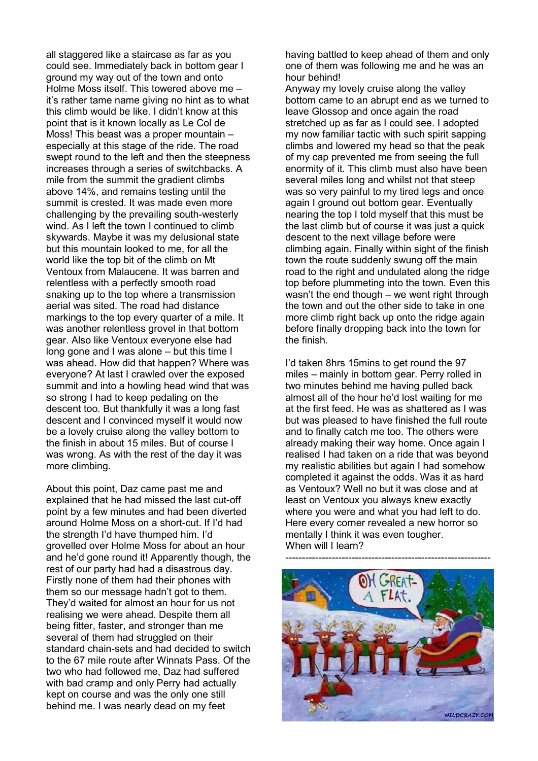all staggered like a staircase as far as you could see. Immediately back in bottom gear I ground my way out of the town and onto Holme Moss itself. This towered above me – it's rather tame name giving no hint as to what this climb would be like. I didn't know at this point that is it known locally as Le Col de Moss! This beast was a proper mountain – especially at this stage of the ride. The road swept round to the left and then the steepness increases through a series of switchbacks. A mile from the summit the gradient climbs above 14%, and remains testing until the summit is crested. It was made even more challenging by the prevailing south-westerly wind. As I left the town I continued to climb skywards. Maybe it was my delusional state but this mountain looked to me, for all the world like the top bit of the climb on Mt Ventoux from Malaucene. It was barren and relentless with a perfectly smooth road snaking up to the top where a transmission aerial was sited. The road had distance markings to the top every quarter of a mile. It was another relentless grovel in that bottom gear. Also like Ventoux everyone else had long gone and I was alone – but this time I was ahead. How did that happen? Where was everyone? At last I crawled over the exposed summit and into a howling head wind that was so strong I had to keep pedaling on the descent too. But thankfully it was a long fast descent and I convinced myself it would now be a lovely cruise along the valley bottom to the finish in about 15 miles. But of course I was wrong. As with the rest of the day it was more climbing.

About this point, Daz came past me and explained that he had missed the last cut-off point by a few minutes and had been diverted around Holme Moss on a short-cut. If I'd had the strength I'd have thumped him. I'd grovelled over Holme Moss for about an hour and he'd gone round it! Apparently though, the rest of our party had had a disastrous day. Firstly none of them had their phones with them so our message hadn't got to them. They'd waited for almost an hour for us not realising we were ahead. Despite them all being fitter, faster, and stronger than me several of them had struggled on their standard chain-sets and had decided to switch to the 67 mile route after Winnats Pass. Of the two who had followed me, Daz had suffered with bad cramp and only Perry had actually kept on course and was the only one still behind me. I was nearly dead on my feet having battled to keep ahead of them and only one of them was following me and he was an hour behind!

Anyway my lovely cruise along the valley bottom came to an abrupt end as we turned to leave Glossop and once again the road stretched up as far as I could see. I adopted my now familiar tactic with such spirit sapping climbs and lowered my head so that the peak of my cap prevented me from seeing the full enormity of it. This climb must also have been several miles long and whilst not that steep was so very painful to my tired legs and once again I ground out bottom gear. Eventually nearing the top I told myself that this must be the last climb but of course it was just a quick descent to the next village before were climbing again. Finally within sight of the finish town the route suddenly swung off the main road to the right and undulated along the ridge top before plummeting into the town. Even this wasn't the end though – we went right through the town and out the other side to take in one more climb right back up onto the ridge again before finally dropping back into the town for the finish.

I'd taken 8hrs 15mins to get round the 97 miles – mainly in bottom gear. Perry rolled in two minutes behind me having pulled back almost all of the hour he'd lost waiting for me at the first feed. He was as shattered as I was but was pleased to have finished the full route and to finally catch me too. The others were already making their way home. Once again I realised I had taken on a ride that was beyond my realistic abilities but again I had somehow completed it against the odds. Was it as hard as Ventoux? Well no but it was close and at least on Ventoux you always knew exactly where you were and what you had left to do. Here every corner revealed a new horror so mentally I think it was even tougher.
When will I learn?

---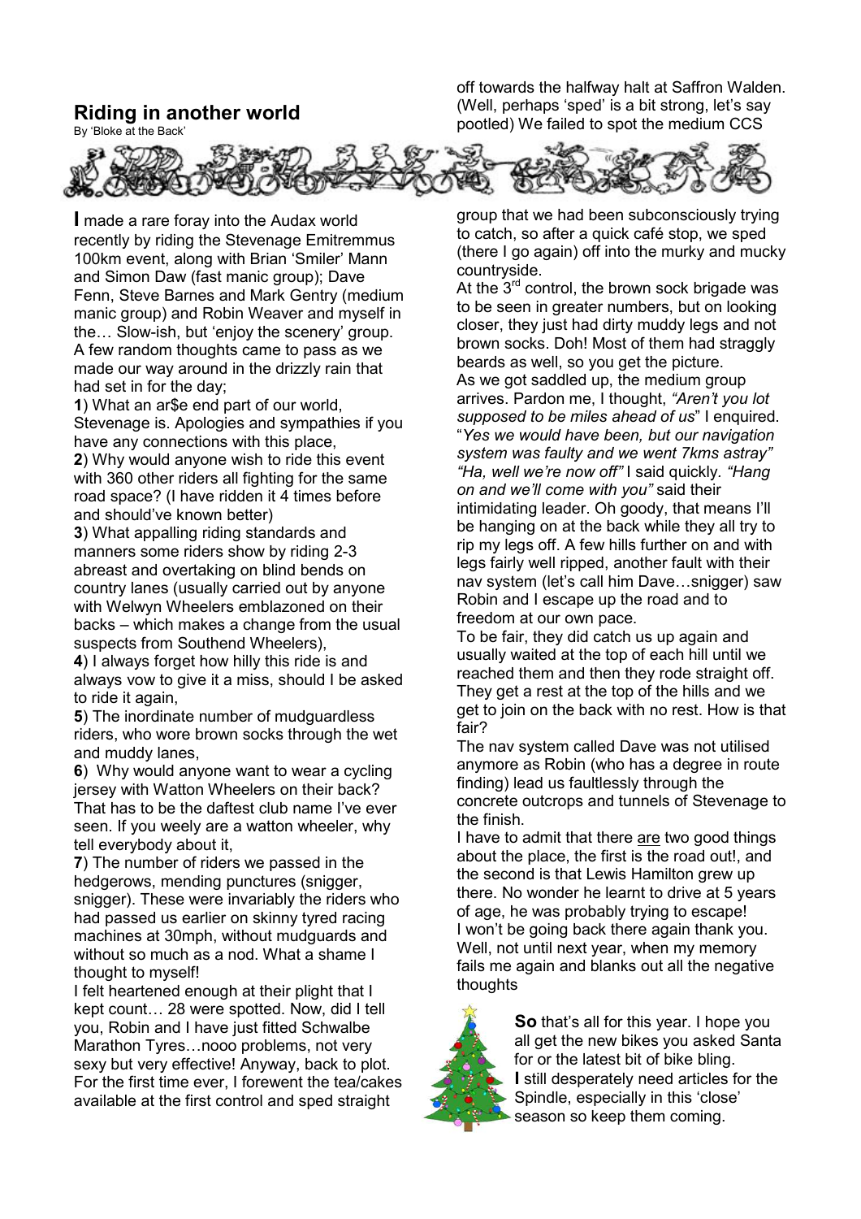## Riding in another world

By 'Bloke at the Back'

**I** made a rare foray into the Audax world recently by riding the Stevenage Emitremmus 100km event, along with Brian 'Smiler' Mann and Simon Daw (fast manic group); Dave Fenn, Steve Barnes and Mark Gentry (medium manic group) and Robin Weaver and myself in the… Slow-ish, but 'enjoy the scenery' group. A few random thoughts came to pass as we made our way around in the drizzly rain that had set in for the day;

**1**) What an ar$e end part of our world, Stevenage is. Apologies and sympathies if you have any connections with this place,

**2**) Why would anyone wish to ride this event with 360 other riders all fighting for the same road space? (I have ridden it 4 times before and should've known better)

**3**) What appalling riding standards and manners some riders show by riding 2-3 abreast and overtaking on blind bends on country lanes (usually carried out by anyone with Welwyn Wheelers emblazoned on their backs – which makes a change from the usual suspects from Southend Wheelers),

**4**) I always forget how hilly this ride is and always vow to give it a miss, should I be asked to ride it again,

**5**) The inordinate number of mudguardless riders, who wore brown socks through the wet and muddy lanes,

**6**) Why would anyone want to wear a cycling jersey with Watton Wheelers on their back? That has to be the daftest club name I've ever seen. If you weely are a watton wheeler, why tell everybody about it,

**7**) The number of riders we passed in the hedgerows, mending punctures (snigger, snigger). These were invariably the riders who had passed us earlier on skinny tyred racing machines at 30mph, without mudguards and without so much as a nod. What a shame I thought to myself!

I felt heartened enough at their plight that I kept count… 28 were spotted. Now, did I tell you, Robin and I have just fitted Schwalbe Marathon Tyres…nooo problems, not very sexy but very effective! Anyway, back to plot. For the first time ever, I forewent the tea/cakes available at the first control and sped straight off towards the halfway halt at Saffron Walden. (Well, perhaps 'sped' is a bit strong, let's say pootled) We failed to spot the medium CCS group that we had been subconsciously trying to catch, so after a quick café stop, we sped (there I go again) off into the murky and mucky countryside.

At the 3rd control, the brown sock brigade was to be seen in greater numbers, but on looking closer, they just had dirty muddy legs and not brown socks. Doh! Most of them had straggly beards as well, so you get the picture.

As we got saddled up, the medium group arrives. Pardon me, I thought, *"Aren't you lot supposed to be miles ahead of us"* I enquired. "*Yes we would have been, but our navigation system was faulty and we went 7kms astray" "Ha, well we're now off"* I said quickly*. "Hang on and we'll come with you"* said their intimidating leader. Oh goody, that means I'll be hanging on at the back while they all try to rip my legs off. A few hills further on and with legs fairly well ripped, another fault with their nav system (let's call him Dave…snigger) saw Robin and I escape up the road and to freedom at our own pace.

To be fair, they did catch us up again and usually waited at the top of each hill until we reached them and then they rode straight off. They get a rest at the top of the hills and we get to join on the back with no rest. How is that fair?

The nav system called Dave was not utilised anymore as Robin (who has a degree in route finding) lead us faultlessly through the concrete outcrops and tunnels of Stevenage to the finish.

I have to admit that there <u>are</u> two good things about the place, the first is the road out!, and the second is that Lewis Hamilton grew up there. No wonder he learnt to drive at 5 years of age, he was probably trying to escape!

I won't be going back there again thank you. Well, not until next year, when my memory fails me again and blanks out all the negative thoughts

**So** that's all for this year. I hope you all get the new bikes you asked Santa for or the latest bit of bike bling.

**I** still desperately need articles for the Spindle, especially in this 'close' season so keep them coming.